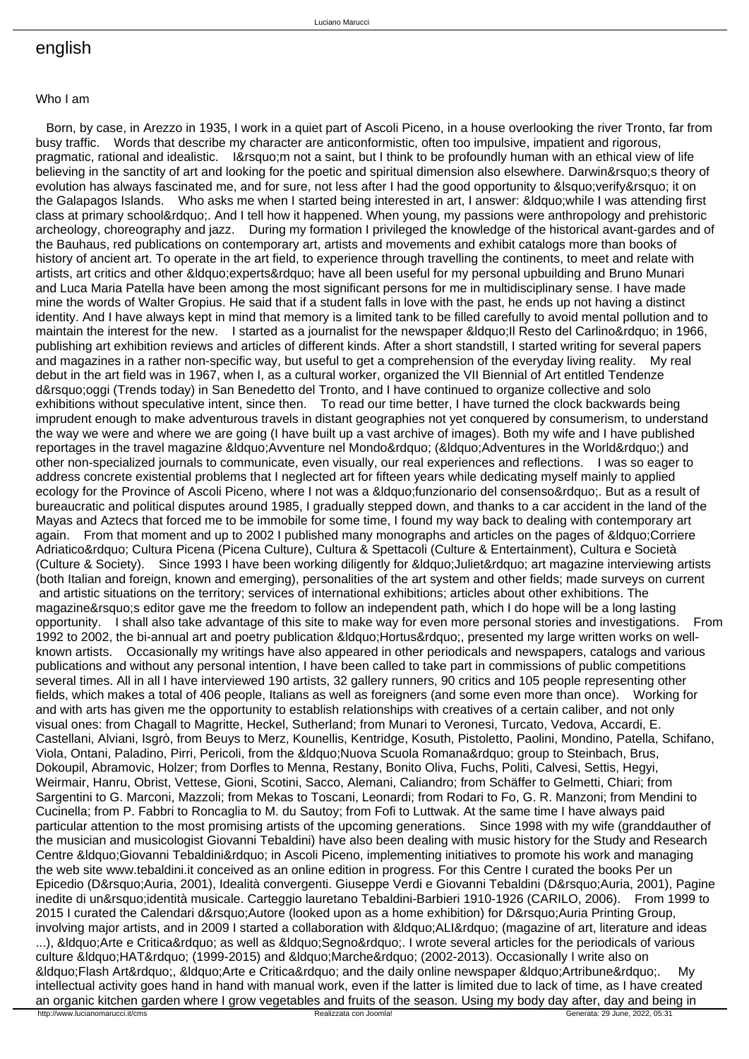# english

Who I am

Born, by case, in Arezzo in 1935, I work in a quiet part of Ascoli Piceno, in a house overlooking the river Tronto, far from busy traffic.

Words that describe my character are anticonformistic, often too impulsive, impatient and rigorous, pragmatic, rational and idealistic.

I&rsquo;m not a saint, but I think to be profoundly human with an ethical view of life believing in the sanctity of art and looking for the poetic and spiritual dimension also elsewhere. Darwin&rsquo;s theory of evolution has always fascinated me, and for sure, not less after I had the good opportunity to &lsquo;verify&rsquo; it on the Galapagos Islands.

Who asks me when I started being interested in art, I answer: &ldquo;while I was attending first class at primary school&rdquo;. And I tell how it happened. When young, my passions were anthropology and prehistoric archeology, choreography and jazz.

During my formation I privileged the knowledge of the historical avant-gardes and of the Bauhaus, red publications on contemporary art, artists and movements and exhibit catalogs more than books of history of ancient art. To operate in the art field, to experience through travelling the continents, to meet and relate with artists, art critics and other &ldquo;experts&rdquo; have all been useful for my personal upbuilding and Bruno Munari and Luca Maria Patella have been among the most significant persons for me in multidisciplinary sense. I have made mine the words of Walter Gropius. He said that if a student falls in love with the past, he ends up not having a distinct identity. And I have always kept in mind that memory is a limited tank to be filled carefully to avoid mental pollution and to maintain the interest for the new.

I started as a journalist for the newspaper &ldquo;Il Resto del Carlino&rdquo; in 1966, publishing art exhibition reviews and articles of different kinds. After a short standstill, I started writing for several papers and magazines in a rather non-specific way, but useful to get a comprehension of the everyday living reality.

My real debut in the art field was in 1967, when I, as a cultural worker, organized the VII Biennial of Art entitled Tendenze d&rsquo;oggi (Trends today) in San Benedetto del Tronto, and I have continued to organize collective and solo exhibitions without speculative intent, since then.

To read our time better, I have turned the clock backwards being imprudent enough to make adventurous travels in distant geographies not yet conquered by consumerism, to understand the way we were and where we are going (I have built up a vast archive of images). Both my wife and I have published reportages in the travel magazine &ldquo;Avventure nel Mondo&rdquo; (&ldquo;Adventures in the World&rdquo;) and other non-specialized journals to communicate, even visually, our real experiences and reflections.

I was so eager to address concrete existential problems that I neglected art for fifteen years while dedicating myself mainly to applied ecology for the Province of Ascoli Piceno, where I not was a &ldquo;funzionario del consenso&rdquo;. But as a result of bureaucratic and political disputes around 1985, I gradually stepped down, and thanks to a car accident in the land of the Mayas and Aztecs that forced me to be immobile for some time, I found my way back to dealing with contemporary art again.

From that moment and up to 2002 I published many monographs and articles on the pages of &ldquo;Corriere Adriatico&rdquo; Cultura Picena (Picena Culture), Cultura & Spettacoli (Culture & Entertainment), Cultura e Società (Culture & Society).

Since 1993 I have been working diligently for &ldquo;Juliet&rdquo; art magazine interviewing artists (both Italian and foreign, known and emerging), personalities of the art system and other fields; made surveys on current and artistic situations on the territory; services of international exhibitions; articles about other exhibitions. The magazine&rsquo;s editor gave me the freedom to follow an independent path, which I do hope will be a long lasting opportunity.

I shall also take advantage of this site to make way for even more personal stories and investigations.

From 1992 to 2002, the bi-annual art and poetry publication &ldquo;Hortus&rdquo;, presented my large written works on well-known artists.

Occasionally my writings have also appeared in other periodicals and newspapers, catalogs and various publications and without any personal intention, I have been called to take part in commissions of public competitions several times. All in all I have interviewed 190 artists, 32 gallery runners, 90 critics and 105 people representing other fields, which makes a total of 406 people, Italians as well as foreigners (and some even more than once).

Working for and with arts has given me the opportunity to establish relationships with creatives of a certain caliber, and not only visual ones: from Chagall to Magritte, Heckel, Sutherland; from Munari to Veronesi, Turcato, Vedova, Accardi, E. Castellani, Alviani, Isgrò, from Beuys to Merz, Kounellis, Kentridge, Kosuth, Pistoletto, Paolini, Mondino, Patella, Schifano, Viola, Ontani, Paladino, Pirri, Pericoli, from the &ldquo;Nuova Scuola Romana&rdquo; group to Steinbach, Brus, Dokoupil, Abramovic, Holzer; from Dorfles to Menna, Restany, Bonito Oliva, Fuchs, Politi, Calvesi, Settis, Hegyi, Weirmair, Hanru, Obrist, Vettese, Gioni, Scotini, Sacco, Alemani, Caliandro; from Schäffer to Gelmetti, Chiari; from Sargentini to G. Marconi, Mazzoli; from Mekas to Toscani, Leonardi; from Rodari to Fo, G. R. Manzoni; from Mendini to Cucinella; from P. Fabbri to Roncaglia to M. du Sautoy; from Fofi to Luttwak. At the same time I have always paid particular attention to the most promising artists of the upcoming generations.

Since 1998 with my wife (granddauther of the musician and musicologist Giovanni Tebaldini) have also been dealing with music history for the Study and Research Centre &ldquo;Giovanni Tebaldini&rdquo; in Ascoli Piceno, implementing initiatives to promote his work and managing the web site www.tebaldini.it conceived as an online edition in progress. For this Centre I curated the books Per un Epicedio (D&rsquo;Auria, 2001), Idealità convergenti. Giuseppe Verdi e Giovanni Tebaldini (D&rsquo;Auria, 2001), Pagine inedite di un&rsquo;identità musicale. Carteggio lauretano Tebaldini-Barbieri 1910-1926 (CARILO, 2006).

From 1999 to 2015 I curated the Calendari d&rsquo;Autore (looked upon as a home exhibition) for D&rsquo;Auria Printing Group, involving major artists, and in 2009 I started a collaboration with &ldquo;ALI&rdquo; (magazine of art, literature and ideas ...), &ldquo;Arte e Critica&rdquo; as well as &ldquo;Segno&rdquo;. I wrote several articles for the periodicals of various culture &ldquo;HAT&rdquo; (1999-2015) and &ldquo;Marche&rdquo; (2002-2013). Occasionally I write also on &ldquo;Flash Art&rdquo;, &ldquo;Arte e Critica&rdquo; and the daily online newspaper &ldquo;Artribune&rdquo;.

My intellectual activity goes hand in hand with manual work, even if the latter is limited due to lack of time, as I have created an organic kitchen garden where I grow vegetables and fruits of the season. Using my body day after, day and being in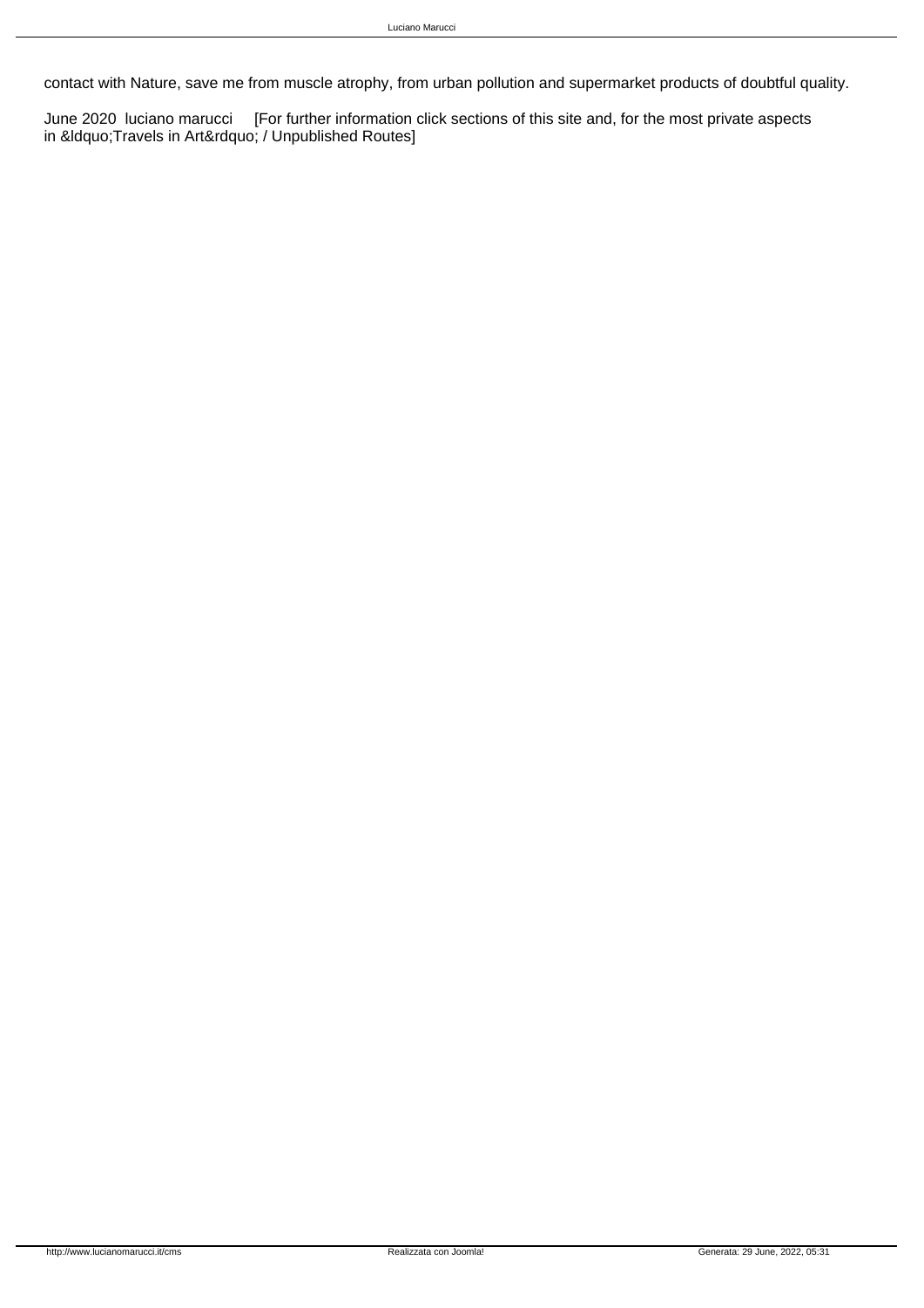contact with Nature, save me from muscle atrophy, from urban pollution and supermarket products of doubtful quality.

June 2020 luciano marucci [For further information click sections of this site and, for the most private aspects in &ldquo;Travels in Art&rdquo; / Unpublished Routes]